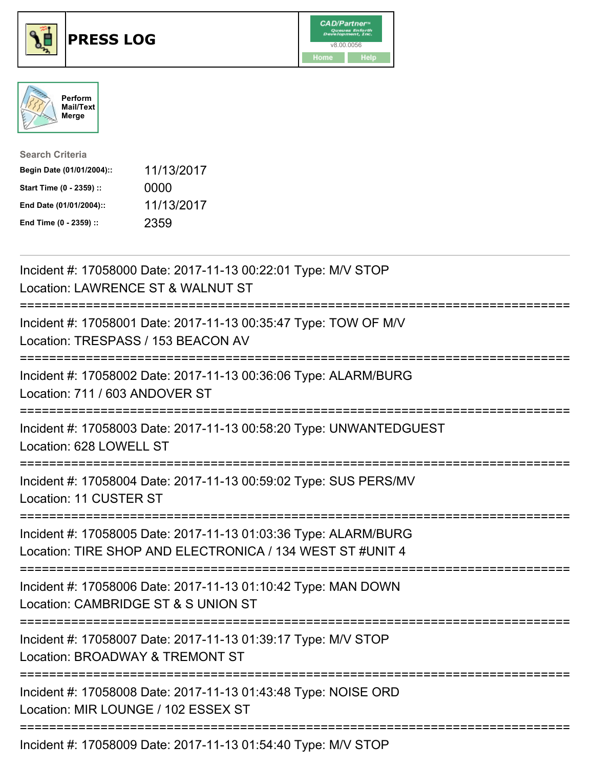# PRESS LOG

CAD/Partner™ v8.00.0056

Home Help

Perform Mail/Text Merge

**Search Criteria**

| | |
|---|---|
| **Begin Date (01/01/2004)::** | 11/13/2017 |
| **Start Time (0 - 2359) ::** | 0000 |
| **End Date (01/01/2004)::** | 11/13/2017 |
| **End Time (0 - 2359) ::** | 2359 |

---

Incident #: 17058000 Date: 2017-11-13 00:22:01 Type: M/V STOP
Location: LAWRENCE ST & WALNUT ST

===========================================================================

Incident #: 17058001 Date: 2017-11-13 00:35:47 Type: TOW OF M/V
Location: TRESPASS / 153 BEACON AV

===========================================================================

Incident #: 17058002 Date: 2017-11-13 00:36:06 Type: ALARM/BURG
Location: 711 / 603 ANDOVER ST

===========================================================================

Incident #: 17058003 Date: 2017-11-13 00:58:20 Type: UNWANTEDGUEST
Location: 628 LOWELL ST

===========================================================================

Incident #: 17058004 Date: 2017-11-13 00:59:02 Type: SUS PERS/MV
Location: 11 CUSTER ST

===========================================================================

Incident #: 17058005 Date: 2017-11-13 01:03:36 Type: ALARM/BURG
Location: TIRE SHOP AND ELECTRONICA / 134 WEST ST #UNIT 4

===========================================================================

Incident #: 17058006 Date: 2017-11-13 01:10:42 Type: MAN DOWN
Location: CAMBRIDGE ST & S UNION ST

===========================================================================

Incident #: 17058007 Date: 2017-11-13 01:39:17 Type: M/V STOP
Location: BROADWAY & TREMONT ST

===========================================================================

Incident #: 17058008 Date: 2017-11-13 01:43:48 Type: NOISE ORD
Location: MIR LOUNGE / 102 ESSEX ST

===========================================================================

Incident #: 17058009 Date: 2017-11-13 01:54:40 Type: M/V STOP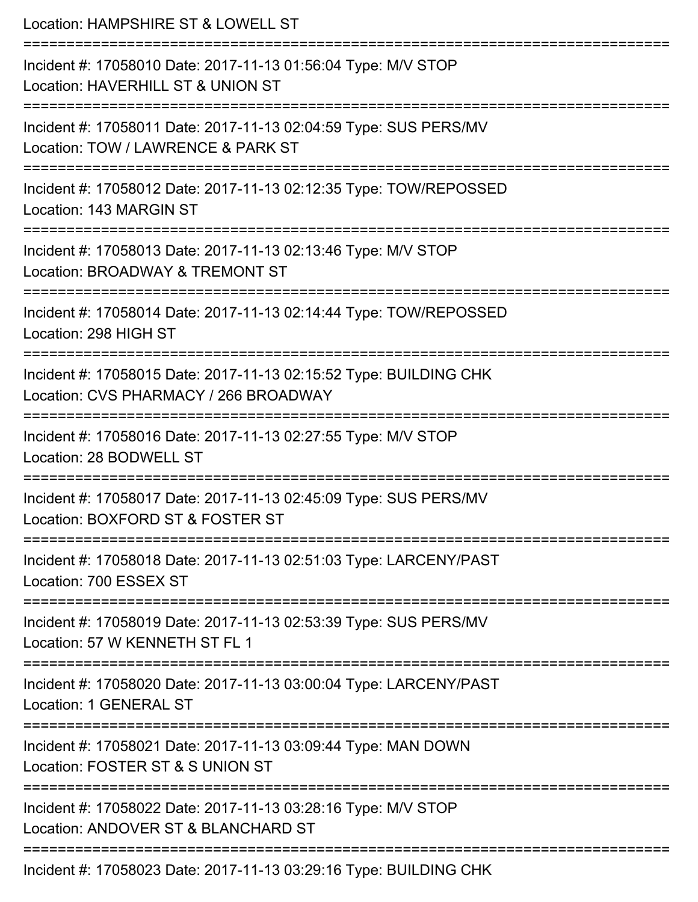Location: HAMPSHIRE ST & LOWELL ST

===========================================================================

Incident #: 17058010 Date: 2017-11-13 01:56:04 Type: M/V STOP
Location: HAVERHILL ST & UNION ST

===========================================================================

Incident #: 17058011 Date: 2017-11-13 02:04:59 Type: SUS PERS/MV
Location: TOW / LAWRENCE & PARK ST

===========================================================================

Incident #: 17058012 Date: 2017-11-13 02:12:35 Type: TOW/REPOSSED
Location: 143 MARGIN ST

===========================================================================

Incident #: 17058013 Date: 2017-11-13 02:13:46 Type: M/V STOP
Location: BROADWAY & TREMONT ST

===========================================================================

Incident #: 17058014 Date: 2017-11-13 02:14:44 Type: TOW/REPOSSED
Location: 298 HIGH ST

===========================================================================

Incident #: 17058015 Date: 2017-11-13 02:15:52 Type: BUILDING CHK
Location: CVS PHARMACY / 266 BROADWAY

===========================================================================

Incident #: 17058016 Date: 2017-11-13 02:27:55 Type: M/V STOP
Location: 28 BODWELL ST

===========================================================================

Incident #: 17058017 Date: 2017-11-13 02:45:09 Type: SUS PERS/MV
Location: BOXFORD ST & FOSTER ST

===========================================================================

Incident #: 17058018 Date: 2017-11-13 02:51:03 Type: LARCENY/PAST
Location: 700 ESSEX ST

===========================================================================

Incident #: 17058019 Date: 2017-11-13 02:53:39 Type: SUS PERS/MV
Location: 57 W KENNETH ST FL 1

===========================================================================

Incident #: 17058020 Date: 2017-11-13 03:00:04 Type: LARCENY/PAST
Location: 1 GENERAL ST

===========================================================================

Incident #: 17058021 Date: 2017-11-13 03:09:44 Type: MAN DOWN
Location: FOSTER ST & S UNION ST

===========================================================================

Incident #: 17058022 Date: 2017-11-13 03:28:16 Type: M/V STOP
Location: ANDOVER ST & BLANCHARD ST

===========================================================================

Incident #: 17058023 Date: 2017-11-13 03:29:16 Type: BUILDING CHK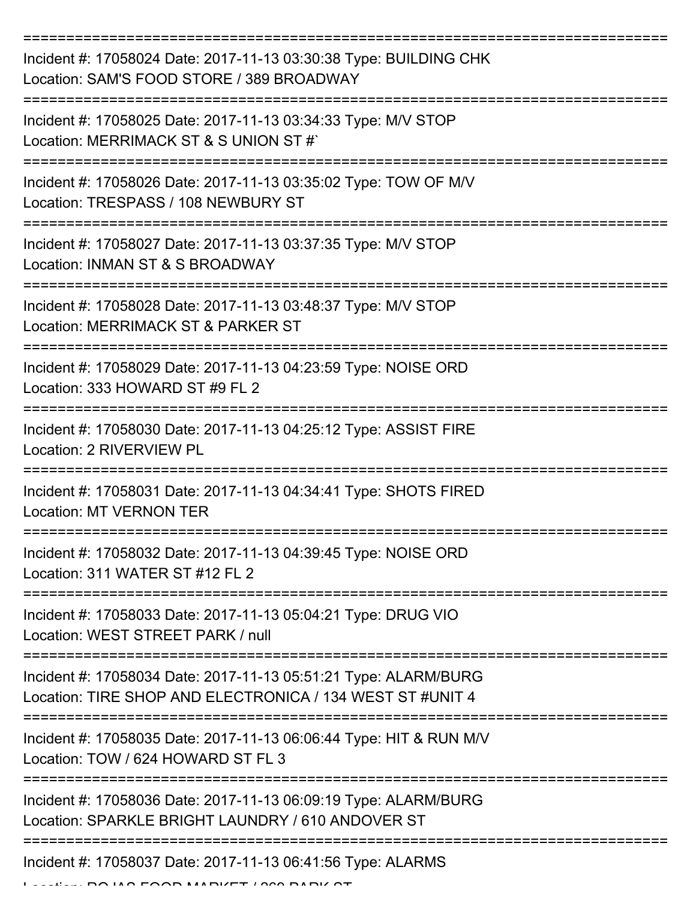Incident #: 17058024 Date: 2017-11-13 03:30:38 Type: BUILDING CHK
Location: SAM'S FOOD STORE / 389 BROADWAY

Incident #: 17058025 Date: 2017-11-13 03:34:33 Type: M/V STOP
Location: MERRIMACK ST & S UNION ST #`

Incident #: 17058026 Date: 2017-11-13 03:35:02 Type: TOW OF M/V
Location: TRESPASS / 108 NEWBURY ST

Incident #: 17058027 Date: 2017-11-13 03:37:35 Type: M/V STOP
Location: INMAN ST & S BROADWAY

Incident #: 17058028 Date: 2017-11-13 03:48:37 Type: M/V STOP
Location: MERRIMACK ST & PARKER ST

Incident #: 17058029 Date: 2017-11-13 04:23:59 Type: NOISE ORD
Location: 333 HOWARD ST #9 FL 2

Incident #: 17058030 Date: 2017-11-13 04:25:12 Type: ASSIST FIRE
Location: 2 RIVERVIEW PL

Incident #: 17058031 Date: 2017-11-13 04:34:41 Type: SHOTS FIRED
Location: MT VERNON TER

Incident #: 17058032 Date: 2017-11-13 04:39:45 Type: NOISE ORD
Location: 311 WATER ST #12 FL 2

Incident #: 17058033 Date: 2017-11-13 05:04:21 Type: DRUG VIO
Location: WEST STREET PARK / null

Incident #: 17058034 Date: 2017-11-13 05:51:21 Type: ALARM/BURG
Location: TIRE SHOP AND ELECTRONICA / 134 WEST ST #UNIT 4

Incident #: 17058035 Date: 2017-11-13 06:06:44 Type: HIT & RUN M/V
Location: TOW / 624 HOWARD ST FL 3

Incident #: 17058036 Date: 2017-11-13 06:09:19 Type: ALARM/BURG
Location: SPARKLE BRIGHT LAUNDRY / 610 ANDOVER ST

Incident #: 17058037 Date: 2017-11-13 06:41:56 Type: ALARMS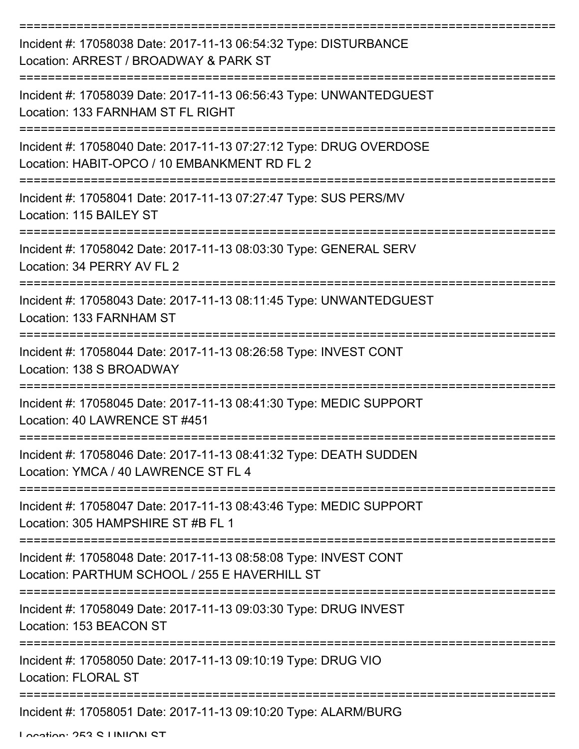===========================================================================

Incident #: 17058038 Date: 2017-11-13 06:54:32 Type: DISTURBANCE
Location: ARREST / BROADWAY & PARK ST

===========================================================================

Incident #: 17058039 Date: 2017-11-13 06:56:43 Type: UNWANTEDGUEST
Location: 133 FARNHAM ST FL RIGHT

===========================================================================

Incident #: 17058040 Date: 2017-11-13 07:27:12 Type: DRUG OVERDOSE
Location: HABIT-OPCO / 10 EMBANKMENT RD FL 2

===========================================================================

Incident #: 17058041 Date: 2017-11-13 07:27:47 Type: SUS PERS/MV
Location: 115 BAILEY ST

===========================================================================

Incident #: 17058042 Date: 2017-11-13 08:03:30 Type: GENERAL SERV
Location: 34 PERRY AV FL 2

===========================================================================

Incident #: 17058043 Date: 2017-11-13 08:11:45 Type: UNWANTEDGUEST
Location: 133 FARNHAM ST

===========================================================================

Incident #: 17058044 Date: 2017-11-13 08:26:58 Type: INVEST CONT
Location: 138 S BROADWAY

===========================================================================

Incident #: 17058045 Date: 2017-11-13 08:41:30 Type: MEDIC SUPPORT
Location: 40 LAWRENCE ST #451

===========================================================================

Incident #: 17058046 Date: 2017-11-13 08:41:32 Type: DEATH SUDDEN
Location: YMCA / 40 LAWRENCE ST FL 4

===========================================================================

Incident #: 17058047 Date: 2017-11-13 08:43:46 Type: MEDIC SUPPORT
Location: 305 HAMPSHIRE ST #B FL 1

===========================================================================

Incident #: 17058048 Date: 2017-11-13 08:58:08 Type: INVEST CONT
Location: PARTHUM SCHOOL / 255 E HAVERHILL ST

===========================================================================

Incident #: 17058049 Date: 2017-11-13 09:03:30 Type: DRUG INVEST
Location: 153 BEACON ST

===========================================================================

Incident #: 17058050 Date: 2017-11-13 09:10:19 Type: DRUG VIO
Location: FLORAL ST

===========================================================================

Incident #: 17058051 Date: 2017-11-13 09:10:20 Type: ALARM/BURG
Location: 253 S UNION ST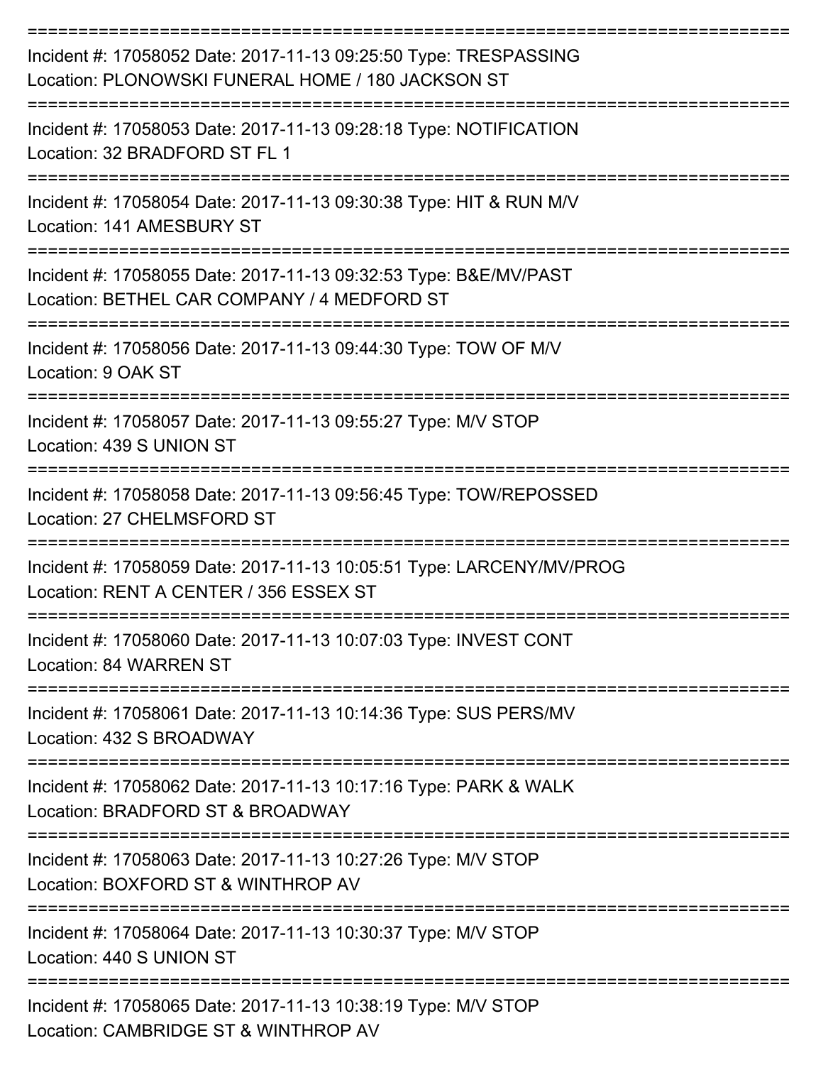===========================================================================

Incident #: 17058052 Date: 2017-11-13 09:25:50 Type: TRESPASSING
Location: PLONOWSKI FUNERAL HOME / 180 JACKSON ST

===========================================================================

Incident #: 17058053 Date: 2017-11-13 09:28:18 Type: NOTIFICATION
Location: 32 BRADFORD ST FL 1

===========================================================================

Incident #: 17058054 Date: 2017-11-13 09:30:38 Type: HIT & RUN M/V
Location: 141 AMESBURY ST

===========================================================================

Incident #: 17058055 Date: 2017-11-13 09:32:53 Type: B&E/MV/PAST
Location: BETHEL CAR COMPANY / 4 MEDFORD ST

===========================================================================

Incident #: 17058056 Date: 2017-11-13 09:44:30 Type: TOW OF M/V
Location: 9 OAK ST

===========================================================================

Incident #: 17058057 Date: 2017-11-13 09:55:27 Type: M/V STOP
Location: 439 S UNION ST

===========================================================================

Incident #: 17058058 Date: 2017-11-13 09:56:45 Type: TOW/REPOSSED
Location: 27 CHELMSFORD ST

===========================================================================

Incident #: 17058059 Date: 2017-11-13 10:05:51 Type: LARCENY/MV/PROG
Location: RENT A CENTER / 356 ESSEX ST

===========================================================================

Incident #: 17058060 Date: 2017-11-13 10:07:03 Type: INVEST CONT
Location: 84 WARREN ST

===========================================================================

Incident #: 17058061 Date: 2017-11-13 10:14:36 Type: SUS PERS/MV
Location: 432 S BROADWAY

===========================================================================

Incident #: 17058062 Date: 2017-11-13 10:17:16 Type: PARK & WALK
Location: BRADFORD ST & BROADWAY

===========================================================================

Incident #: 17058063 Date: 2017-11-13 10:27:26 Type: M/V STOP
Location: BOXFORD ST & WINTHROP AV

===========================================================================

Incident #: 17058064 Date: 2017-11-13 10:30:37 Type: M/V STOP
Location: 440 S UNION ST

===========================================================================

Incident #: 17058065 Date: 2017-11-13 10:38:19 Type: M/V STOP
Location: CAMBRIDGE ST & WINTHROP AV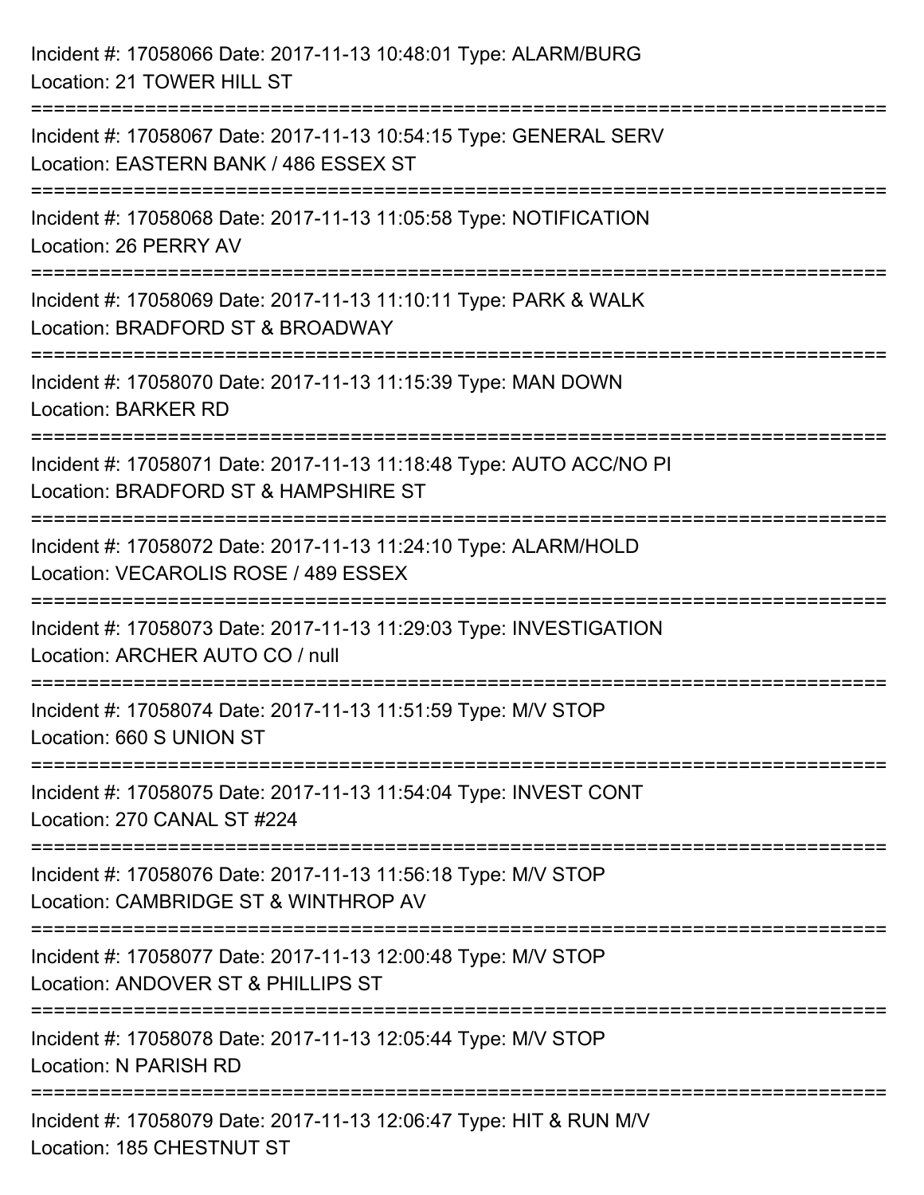Incident #: 17058066 Date: 2017-11-13 10:48:01 Type: ALARM/BURG
Location: 21 TOWER HILL ST

===========================================================================

Incident #: 17058067 Date: 2017-11-13 10:54:15 Type: GENERAL SERV
Location: EASTERN BANK / 486 ESSEX ST

===========================================================================

Incident #: 17058068 Date: 2017-11-13 11:05:58 Type: NOTIFICATION
Location: 26 PERRY AV

===========================================================================

Incident #: 17058069 Date: 2017-11-13 11:10:11 Type: PARK & WALK
Location: BRADFORD ST & BROADWAY

===========================================================================

Incident #: 17058070 Date: 2017-11-13 11:15:39 Type: MAN DOWN
Location: BARKER RD

===========================================================================

Incident #: 17058071 Date: 2017-11-13 11:18:48 Type: AUTO ACC/NO PI
Location: BRADFORD ST & HAMPSHIRE ST

===========================================================================

Incident #: 17058072 Date: 2017-11-13 11:24:10 Type: ALARM/HOLD
Location: VECAROLIS ROSE / 489 ESSEX

===========================================================================

Incident #: 17058073 Date: 2017-11-13 11:29:03 Type: INVESTIGATION
Location: ARCHER AUTO CO / null

===========================================================================

Incident #: 17058074 Date: 2017-11-13 11:51:59 Type: M/V STOP
Location: 660 S UNION ST

===========================================================================

Incident #: 17058075 Date: 2017-11-13 11:54:04 Type: INVEST CONT
Location: 270 CANAL ST #224

===========================================================================

Incident #: 17058076 Date: 2017-11-13 11:56:18 Type: M/V STOP
Location: CAMBRIDGE ST & WINTHROP AV

===========================================================================

Incident #: 17058077 Date: 2017-11-13 12:00:48 Type: M/V STOP
Location: ANDOVER ST & PHILLIPS ST

===========================================================================

Incident #: 17058078 Date: 2017-11-13 12:05:44 Type: M/V STOP
Location: N PARISH RD

===========================================================================

Incident #: 17058079 Date: 2017-11-13 12:06:47 Type: HIT & RUN M/V
Location: 185 CHESTNUT ST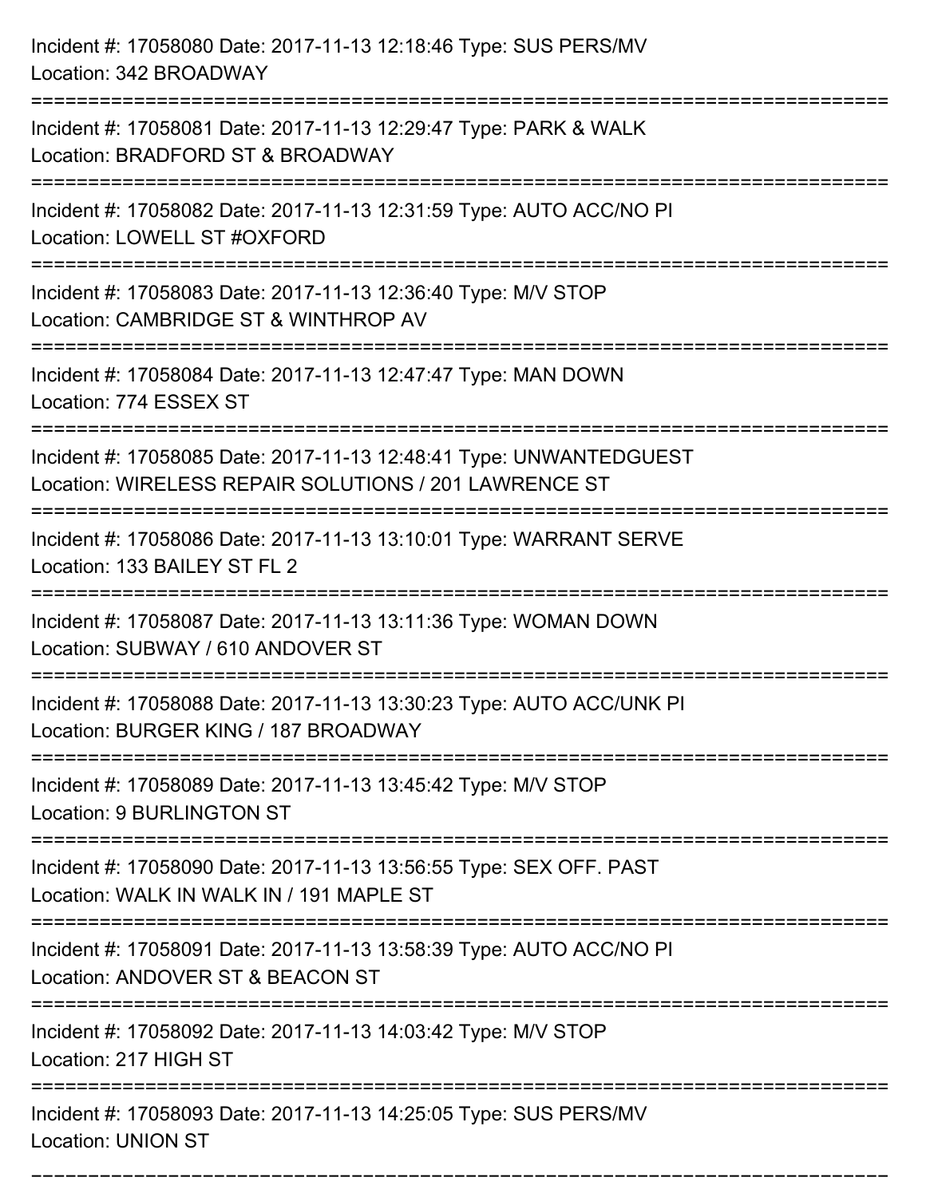Incident #: 17058080 Date: 2017-11-13 12:18:46 Type: SUS PERS/MV
Location: 342 BROADWAY

===========================================================================

Incident #: 17058081 Date: 2017-11-13 12:29:47 Type: PARK & WALK
Location: BRADFORD ST & BROADWAY

===========================================================================

Incident #: 17058082 Date: 2017-11-13 12:31:59 Type: AUTO ACC/NO PI
Location: LOWELL ST #OXFORD

===========================================================================

Incident #: 17058083 Date: 2017-11-13 12:36:40 Type: M/V STOP
Location: CAMBRIDGE ST & WINTHROP AV

===========================================================================

Incident #: 17058084 Date: 2017-11-13 12:47:47 Type: MAN DOWN
Location: 774 ESSEX ST

===========================================================================

Incident #: 17058085 Date: 2017-11-13 12:48:41 Type: UNWANTEDGUEST
Location: WIRELESS REPAIR SOLUTIONS / 201 LAWRENCE ST

===========================================================================

Incident #: 17058086 Date: 2017-11-13 13:10:01 Type: WARRANT SERVE
Location: 133 BAILEY ST FL 2

===========================================================================

Incident #: 17058087 Date: 2017-11-13 13:11:36 Type: WOMAN DOWN
Location: SUBWAY / 610 ANDOVER ST

===========================================================================

Incident #: 17058088 Date: 2017-11-13 13:30:23 Type: AUTO ACC/UNK PI
Location: BURGER KING / 187 BROADWAY

===========================================================================

Incident #: 17058089 Date: 2017-11-13 13:45:42 Type: M/V STOP
Location: 9 BURLINGTON ST

===========================================================================

Incident #: 17058090 Date: 2017-11-13 13:56:55 Type: SEX OFF. PAST
Location: WALK IN WALK IN / 191 MAPLE ST

===========================================================================

Incident #: 17058091 Date: 2017-11-13 13:58:39 Type: AUTO ACC/NO PI
Location: ANDOVER ST & BEACON ST

===========================================================================

Incident #: 17058092 Date: 2017-11-13 14:03:42 Type: M/V STOP
Location: 217 HIGH ST

===========================================================================

Incident #: 17058093 Date: 2017-11-13 14:25:05 Type: SUS PERS/MV
Location: UNION ST

===========================================================================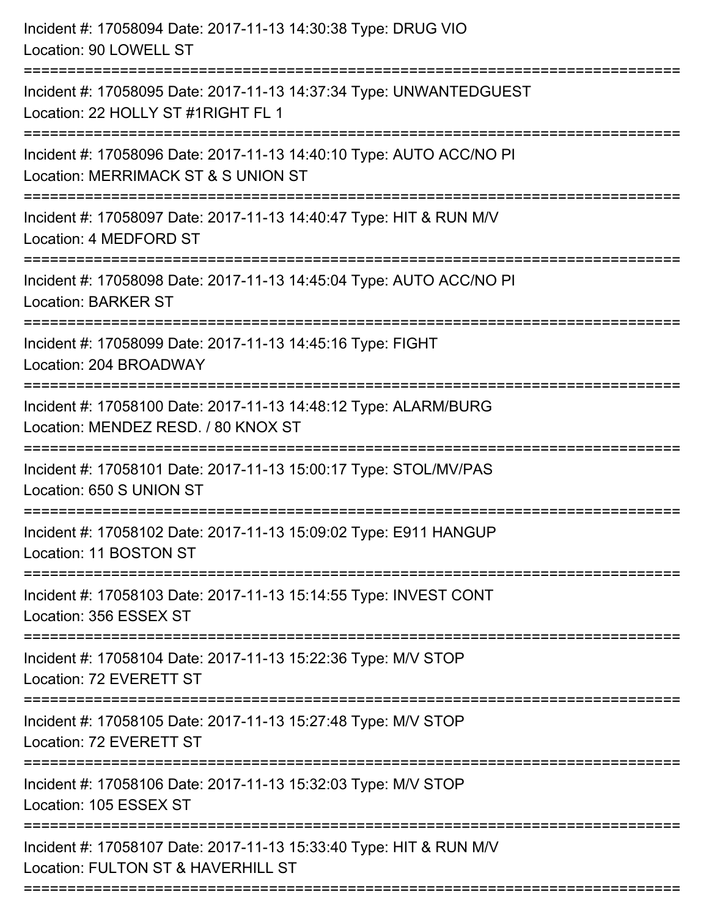Incident #: 17058094 Date: 2017-11-13 14:30:38 Type: DRUG VIO
Location: 90 LOWELL ST

===========================================================================

Incident #: 17058095 Date: 2017-11-13 14:37:34 Type: UNWANTEDGUEST
Location: 22 HOLLY ST #1RIGHT FL 1

===========================================================================

Incident #: 17058096 Date: 2017-11-13 14:40:10 Type: AUTO ACC/NO PI
Location: MERRIMACK ST & S UNION ST

===========================================================================

Incident #: 17058097 Date: 2017-11-13 14:40:47 Type: HIT & RUN M/V
Location: 4 MEDFORD ST

===========================================================================

Incident #: 17058098 Date: 2017-11-13 14:45:04 Type: AUTO ACC/NO PI
Location: BARKER ST

===========================================================================

Incident #: 17058099 Date: 2017-11-13 14:45:16 Type: FIGHT
Location: 204 BROADWAY

===========================================================================

Incident #: 17058100 Date: 2017-11-13 14:48:12 Type: ALARM/BURG
Location: MENDEZ RESD. / 80 KNOX ST

===========================================================================

Incident #: 17058101 Date: 2017-11-13 15:00:17 Type: STOL/MV/PAS
Location: 650 S UNION ST

===========================================================================

Incident #: 17058102 Date: 2017-11-13 15:09:02 Type: E911 HANGUP
Location: 11 BOSTON ST

===========================================================================

Incident #: 17058103 Date: 2017-11-13 15:14:55 Type: INVEST CONT
Location: 356 ESSEX ST

===========================================================================

Incident #: 17058104 Date: 2017-11-13 15:22:36 Type: M/V STOP
Location: 72 EVERETT ST

===========================================================================

Incident #: 17058105 Date: 2017-11-13 15:27:48 Type: M/V STOP
Location: 72 EVERETT ST

===========================================================================

Incident #: 17058106 Date: 2017-11-13 15:32:03 Type: M/V STOP
Location: 105 ESSEX ST

===========================================================================

Incident #: 17058107 Date: 2017-11-13 15:33:40 Type: HIT & RUN M/V
Location: FULTON ST & HAVERHILL ST

===========================================================================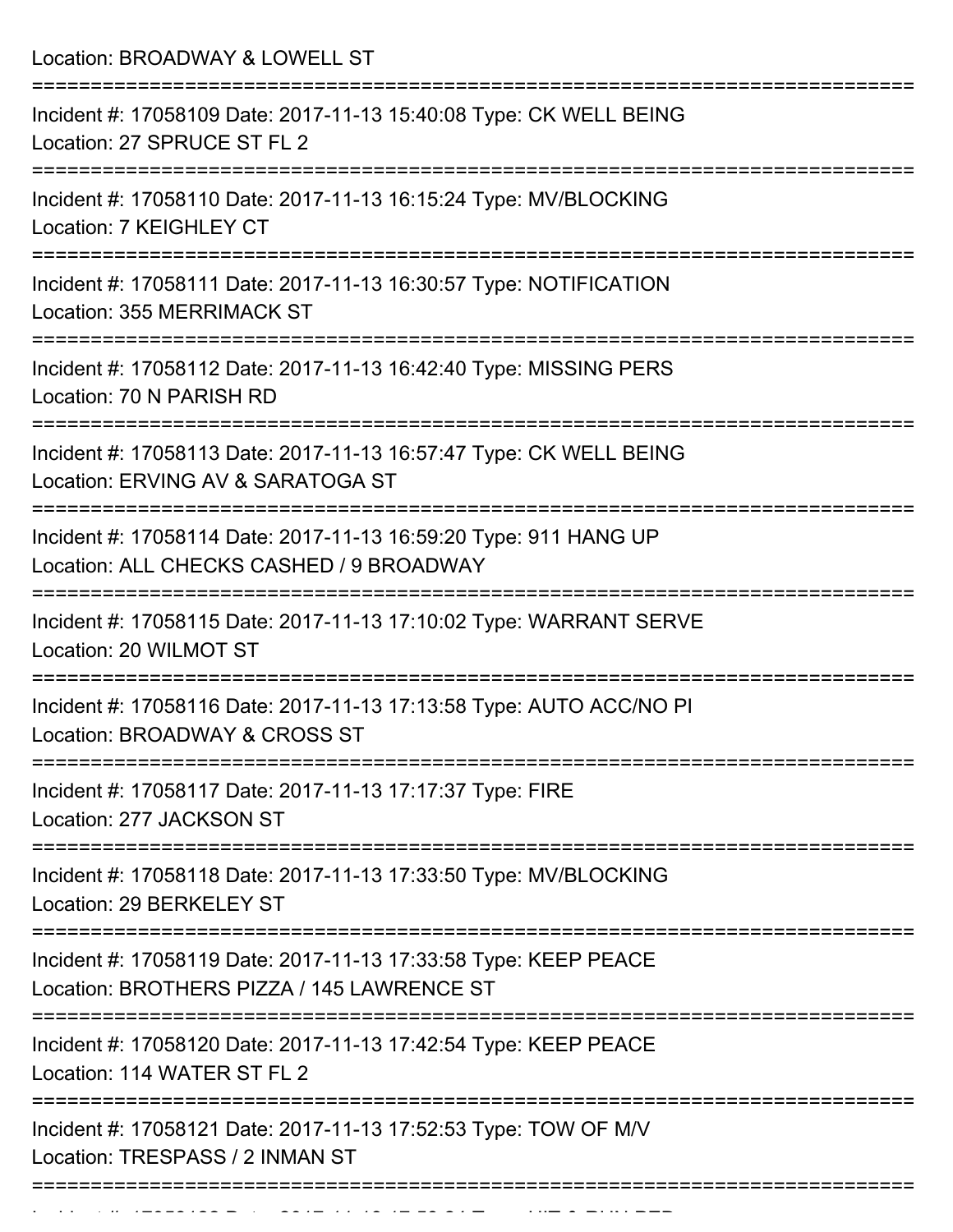Location: BROADWAY & LOWELL ST

===========================================================================

Incident #: 17058109 Date: 2017-11-13 15:40:08 Type: CK WELL BEING
Location: 27 SPRUCE ST FL 2

===========================================================================

Incident #: 17058110 Date: 2017-11-13 16:15:24 Type: MV/BLOCKING
Location: 7 KEIGHLEY CT

===========================================================================

Incident #: 17058111 Date: 2017-11-13 16:30:57 Type: NOTIFICATION
Location: 355 MERRIMACK ST

===========================================================================

Incident #: 17058112 Date: 2017-11-13 16:42:40 Type: MISSING PERS
Location: 70 N PARISH RD

===========================================================================

Incident #: 17058113 Date: 2017-11-13 16:57:47 Type: CK WELL BEING
Location: ERVING AV & SARATOGA ST

===========================================================================

Incident #: 17058114 Date: 2017-11-13 16:59:20 Type: 911 HANG UP
Location: ALL CHECKS CASHED / 9 BROADWAY

===========================================================================

Incident #: 17058115 Date: 2017-11-13 17:10:02 Type: WARRANT SERVE
Location: 20 WILMOT ST

===========================================================================

Incident #: 17058116 Date: 2017-11-13 17:13:58 Type: AUTO ACC/NO PI
Location: BROADWAY & CROSS ST

===========================================================================

Incident #: 17058117 Date: 2017-11-13 17:17:37 Type: FIRE
Location: 277 JACKSON ST

===========================================================================

Incident #: 17058118 Date: 2017-11-13 17:33:50 Type: MV/BLOCKING
Location: 29 BERKELEY ST

===========================================================================

Incident #: 17058119 Date: 2017-11-13 17:33:58 Type: KEEP PEACE
Location: BROTHERS PIZZA / 145 LAWRENCE ST

===========================================================================

Incident #: 17058120 Date: 2017-11-13 17:42:54 Type: KEEP PEACE
Location: 114 WATER ST FL 2

===========================================================================

Incident #: 17058121 Date: 2017-11-13 17:52:53 Type: TOW OF M/V
Location: TRESPASS / 2 INMAN ST

===========================================================================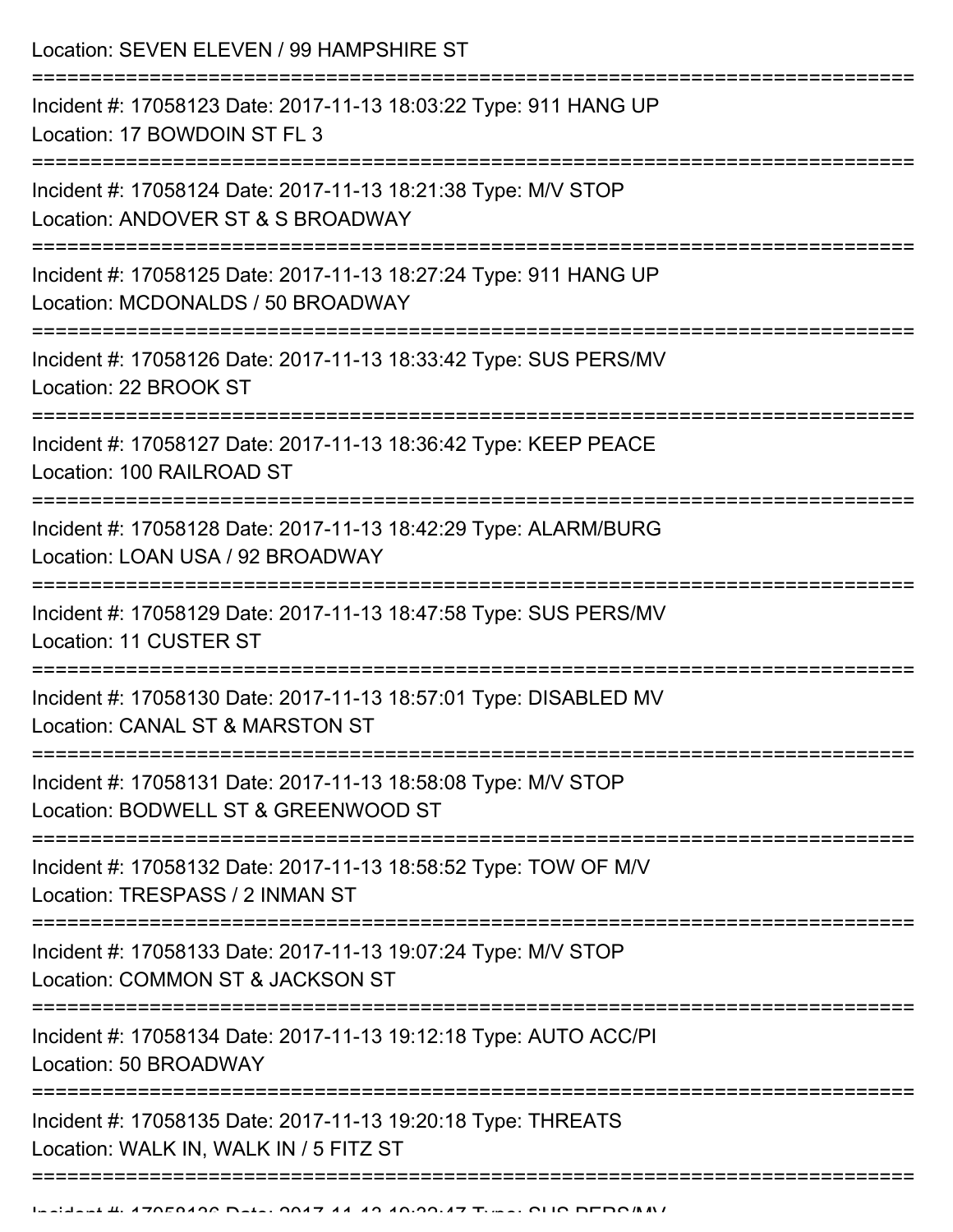Location: SEVEN ELEVEN / 99 HAMPSHIRE ST

===========================================================================

Incident #: 17058123 Date: 2017-11-13 18:03:22 Type: 911 HANG UP
Location: 17 BOWDOIN ST FL 3

===========================================================================

Incident #: 17058124 Date: 2017-11-13 18:21:38 Type: M/V STOP
Location: ANDOVER ST & S BROADWAY

===========================================================================

Incident #: 17058125 Date: 2017-11-13 18:27:24 Type: 911 HANG UP
Location: MCDONALDS / 50 BROADWAY

===========================================================================

Incident #: 17058126 Date: 2017-11-13 18:33:42 Type: SUS PERS/MV
Location: 22 BROOK ST

===========================================================================

Incident #: 17058127 Date: 2017-11-13 18:36:42 Type: KEEP PEACE
Location: 100 RAILROAD ST

===========================================================================

Incident #: 17058128 Date: 2017-11-13 18:42:29 Type: ALARM/BURG
Location: LOAN USA / 92 BROADWAY

===========================================================================

Incident #: 17058129 Date: 2017-11-13 18:47:58 Type: SUS PERS/MV
Location: 11 CUSTER ST

===========================================================================

Incident #: 17058130 Date: 2017-11-13 18:57:01 Type: DISABLED MV
Location: CANAL ST & MARSTON ST

===========================================================================

Incident #: 17058131 Date: 2017-11-13 18:58:08 Type: M/V STOP
Location: BODWELL ST & GREENWOOD ST

===========================================================================

Incident #: 17058132 Date: 2017-11-13 18:58:52 Type: TOW OF M/V
Location: TRESPASS / 2 INMAN ST

===========================================================================

Incident #: 17058133 Date: 2017-11-13 19:07:24 Type: M/V STOP
Location: COMMON ST & JACKSON ST

===========================================================================

Incident #: 17058134 Date: 2017-11-13 19:12:18 Type: AUTO ACC/PI
Location: 50 BROADWAY

===========================================================================

Incident #: 17058135 Date: 2017-11-13 19:20:18 Type: THREATS
Location: WALK IN, WALK IN / 5 FITZ ST

===========================================================================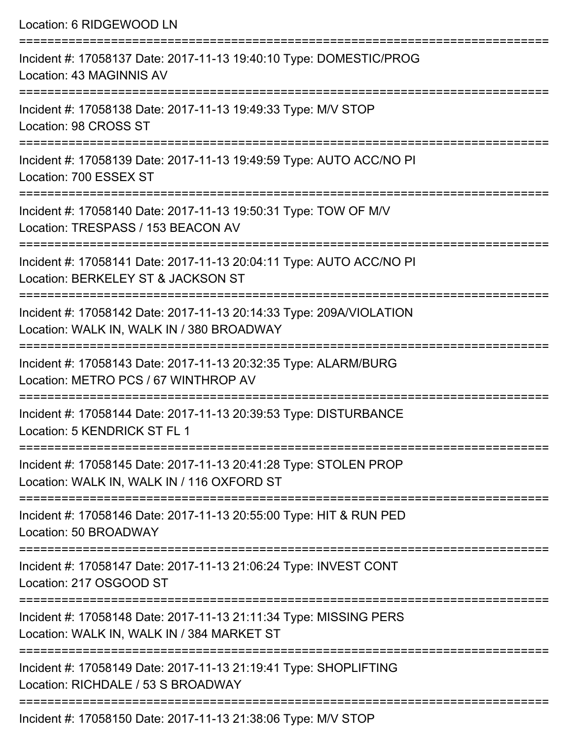Location: 6 RIDGEWOOD LN

===========================================================================

Incident #: 17058137 Date: 2017-11-13 19:40:10 Type: DOMESTIC/PROG
Location: 43 MAGINNIS AV

===========================================================================

Incident #: 17058138 Date: 2017-11-13 19:49:33 Type: M/V STOP
Location: 98 CROSS ST

===========================================================================

Incident #: 17058139 Date: 2017-11-13 19:49:59 Type: AUTO ACC/NO PI
Location: 700 ESSEX ST

===========================================================================

Incident #: 17058140 Date: 2017-11-13 19:50:31 Type: TOW OF M/V
Location: TRESPASS / 153 BEACON AV

===========================================================================

Incident #: 17058141 Date: 2017-11-13 20:04:11 Type: AUTO ACC/NO PI
Location: BERKELEY ST & JACKSON ST

===========================================================================

Incident #: 17058142 Date: 2017-11-13 20:14:33 Type: 209A/VIOLATION
Location: WALK IN, WALK IN / 380 BROADWAY

===========================================================================

Incident #: 17058143 Date: 2017-11-13 20:32:35 Type: ALARM/BURG
Location: METRO PCS / 67 WINTHROP AV

===========================================================================

Incident #: 17058144 Date: 2017-11-13 20:39:53 Type: DISTURBANCE
Location: 5 KENDRICK ST FL 1

===========================================================================

Incident #: 17058145 Date: 2017-11-13 20:41:28 Type: STOLEN PROP
Location: WALK IN, WALK IN / 116 OXFORD ST

===========================================================================

Incident #: 17058146 Date: 2017-11-13 20:55:00 Type: HIT & RUN PED
Location: 50 BROADWAY

===========================================================================

Incident #: 17058147 Date: 2017-11-13 21:06:24 Type: INVEST CONT
Location: 217 OSGOOD ST

===========================================================================

Incident #: 17058148 Date: 2017-11-13 21:11:34 Type: MISSING PERS
Location: WALK IN, WALK IN / 384 MARKET ST

===========================================================================

Incident #: 17058149 Date: 2017-11-13 21:19:41 Type: SHOPLIFTING
Location: RICHDALE / 53 S BROADWAY

===========================================================================

Incident #: 17058150 Date: 2017-11-13 21:38:06 Type: M/V STOP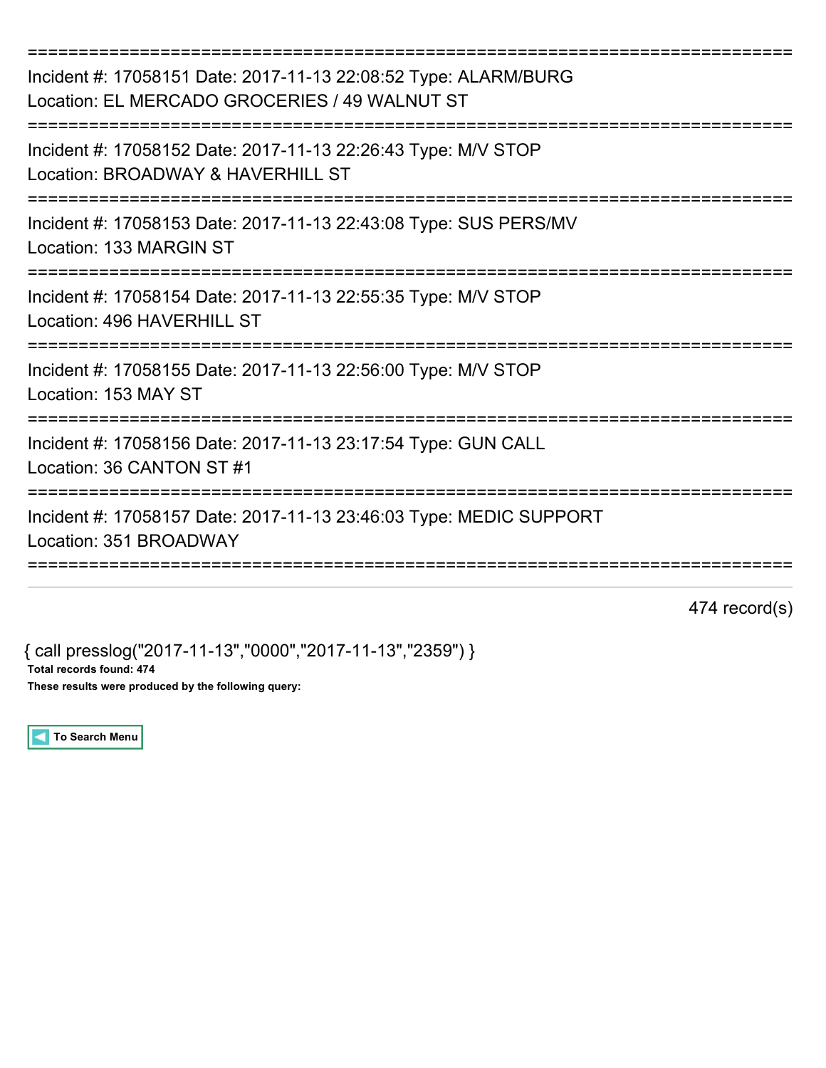Incident #: 17058151 Date: 2017-11-13 22:08:52 Type: ALARM/BURG
Location: EL MERCADO GROCERIES / 49 WALNUT ST

Incident #: 17058152 Date: 2017-11-13 22:26:43 Type: M/V STOP
Location: BROADWAY & HAVERHILL ST

Incident #: 17058153 Date: 2017-11-13 22:43:08 Type: SUS PERS/MV
Location: 133 MARGIN ST

Incident #: 17058154 Date: 2017-11-13 22:55:35 Type: M/V STOP
Location: 496 HAVERHILL ST

Incident #: 17058155 Date: 2017-11-13 22:56:00 Type: M/V STOP
Location: 153 MAY ST

Incident #: 17058156 Date: 2017-11-13 23:17:54 Type: GUN CALL
Location: 36 CANTON ST #1

Incident #: 17058157 Date: 2017-11-13 23:46:03 Type: MEDIC SUPPORT
Location: 351 BROADWAY

474 record(s)

{ call presslog("2017-11-13","0000","2017-11-13","2359") }

**Total records found: 474**

**These results were produced by the following query:**

To Search Menu